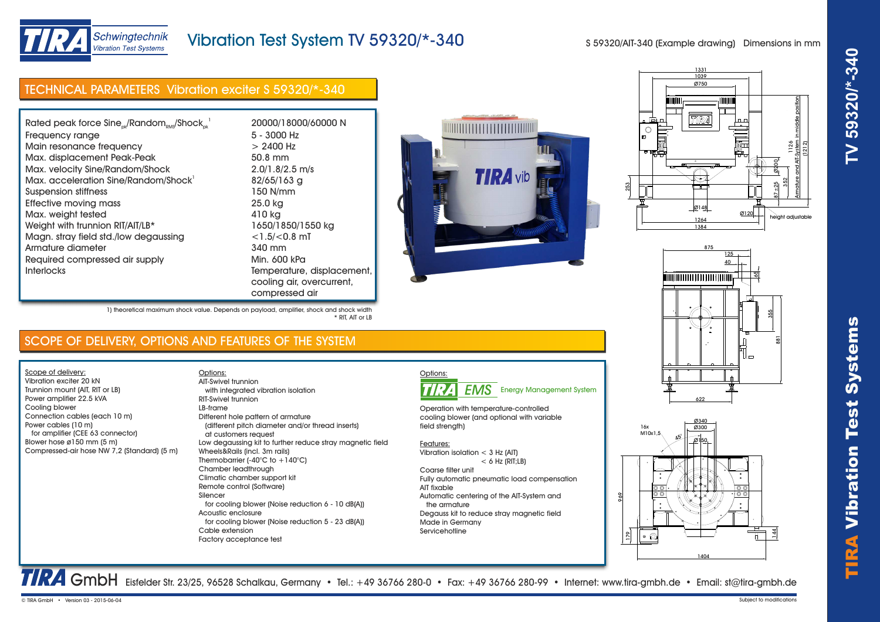# Vibration Test System TV 59320/*-340

S 59320/AIT-340 (Example drawing) Dimensions in mm

## TECHNICAL PARAMETERS Vibration exciter S 59320/*-340

| Parameter | Value |
|---|---|
| Rated peak force Sine$_{pk}$/Random$_{RMS}$/Shock$_{pk}$ [1] | 20000/18000/60000 N |
| Frequency range | 5 - 3000 Hz |
| Main resonance frequency | > 2400 Hz |
| Max. displacement Peak-Peak | 50.8 mm |
| Max. velocity Sine/Random/Shock | 2.0/1.8/2.5 m/s |
| Max. acceleration Sine/Random/Shock[1] | 82/65/163 g |
| Suspension stiffness | 150 N/mm |
| Effective moving mass | 25.0 kg |
| Max. weight tested | 410 kg |
| Weight with trunnion RIT/AIT/LB* | 1650/1850/1550 kg |
| Magn. stray field std./low degaussing | <1.5/<0.8 mT |
| Armature diameter | 340 mm |
| Required compressed air supply | Min. 600 kPa |
| Interlocks | Temperature, displacement, cooling air, overcurrent, compressed air |

1) theoretical maximum shock value. Depends on payload, amplifier, shock and shock width
\* RIT, AIT or LB

## SCOPE OF DELIVERY, OPTIONS AND FEATURES OF THE SYSTEM

Scope of delivery:
- Vibration exciter 20 kN
- Trunnion mount (AIT, RIT or LB)
- Power amplifier 22.5 kVA
- Cooling blower
- Connection cables (each 10 m)
- Power cables (10 m)
  for amplifier (CEE 63 connector)
- Blower hose ø150 mm (5 m)
- Compressed-air hose NW 7,2 (Standard) (5 m)

Options:
- AIT-Swivel trunnion
  with integrated vibration isolation
- RIT-Swivel trunnion
- LB-frame
- Different hole pattern of armature
  (different pitch diameter and/or thread inserts)
  at customers request
- Low degaussing kit to further reduce stray magnetic field
- Wheels&Rails (incl. 3m rails)
- Thermobarrier (-40°C to +140°C)
- Chamber leadthrough
- Climatic chamber support kit
- Remote control (Software)
- Silencer
  for cooling blower (Noise reduction 6 - 10 dB(A))
- Acoustic enclosure
  for cooling blower (Noise reduction 5 - 23 dB(A))
- Cable extension
- Factory acceptance test

Options:

TIRA EMS Energy Management System

Operation with temperature-controlled cooling blower (and optional with variable field strength)

Features:
- Vibration isolation < 3 Hz (AIT)
  < 6 Hz (RIT;LB)
- Coarse filter unit
- Fully automatic pneumatic load compensation
- AIT fixable
- Automatic centering of the AIT-System and
  the armature
- Degauss kit to reduce stray magnetic field
- Made in Germany
- Servicehotline

**TIRA GmbH** Eisfelder Str. 23/25, 96528 Schalkau, Germany • Tel.: +49 36766 280-0 • Fax: +49 36766 280-99 • Internet: www.tira-gmbh.de • Email: st@tira-gmbh.de

© TIRA GmbH • Version 03 - 2015-06-04

Subject to modifications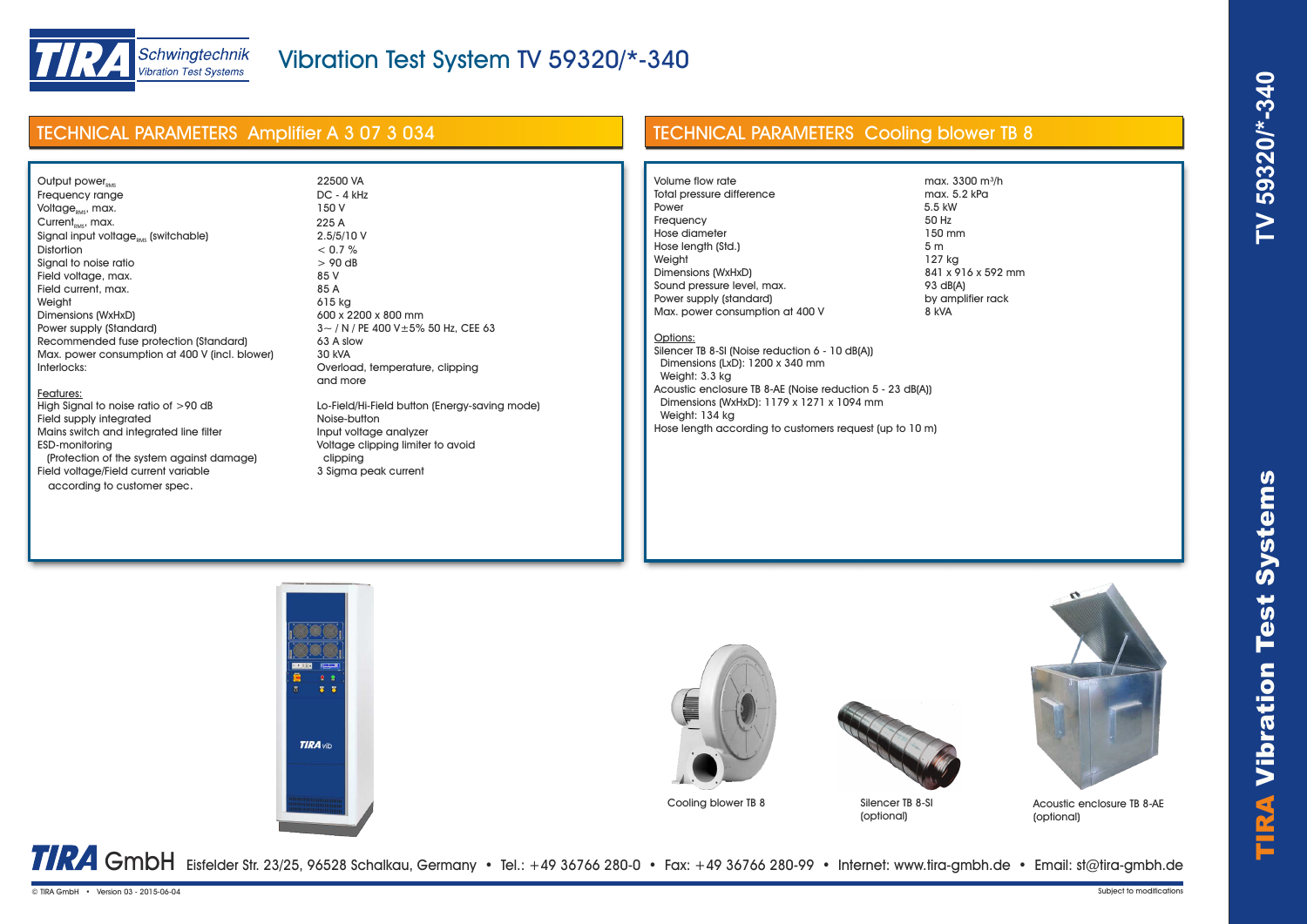# Vibration Test System TV 59320/*-340

## TECHNICAL PARAMETERS Amplifier A 3 07 3 034

| | |
|---|---|
| Output power$_{RMS}$ | 22500 VA |
| Frequency range | DC - 4 kHz |
| Voltage$_{RMS}$, max. | 150 V |
| Current$_{RMS}$, max. | 225 A |
| Signal input voltage$_{RMS}$ (switchable) | 2.5/5/10 V |
| Distortion | < 0.7 % |
| Signal to noise ratio | > 90 dB |
| Field voltage, max. | 85 V |
| Field current, max. | 85 A |
| Weight | 615 kg |
| Dimensions (WxHxD) | 600 x 2200 x 800 mm |
| Power supply (Standard) | 3~ / N / PE 400 V±5% 50 Hz, CEE 63 |
| Recommended fuse protection (Standard) | 63 A slow |
| Max. power consumption at 400 V (incl. blower) | 30 kVA |
| Interlocks: | Overload, temperature, clipping and more |

Features:

- High Signal to noise ratio of >90 dB
- Field supply integrated
- Mains switch and integrated line filter
- ESD-monitoring (Protection of the system against damage)
- Field voltage/Field current variable according to customer spec.
- Lo-Field/Hi-Field button (Energy-saving mode)
- Noise-button
- Input voltage analyzer
- Voltage clipping limiter to avoid clipping
- 3 Sigma peak current

## TECHNICAL PARAMETERS Cooling blower TB 8

| | |
|---|---|
| Volume flow rate | max. 3300 m³/h |
| Total pressure difference | max. 5.2 kPa |
| Power | 5.5 kW |
| Frequency | 50 Hz |
| Hose diameter | 150 mm |
| Hose length (Std.) | 5 m |
| Weight | 127 kg |
| Dimensions (WxHxD) | 841 x 916 x 592 mm |
| Sound pressure level, max. | 93 dB(A) |
| Power supply (standard) | by amplifier rack |
| Max. power consumption at 400 V | 8 kVA |

Options:

Silencer TB 8-SI (Noise reduction 6 - 10 dB(A))
Dimensions (LxD): 1200 x 340 mm
Weight: 3.3 kg

Acoustic enclosure TB 8-AE (Noise reduction 5 - 23 dB(A))
Dimensions (WxHxD): 1179 x 1271 x 1094 mm
Weight: 134 kg

Hose length according to customers request (up to 10 m)

Cooling blower TB 8

Silencer TB 8-SI (optional)

Acoustic enclosure TB 8-AE (optional)

**TIRA GmbH** Eisfelder Str. 23/25, 96528 Schalkau, Germany • Tel.: +49 36766 280-0 • Fax: +49 36766 280-99 • Internet: www.tira-gmbh.de • Email: st@tira-gmbh.de

© TIRA GmbH • Version 03 - 2015-06-04

Subject to modifications